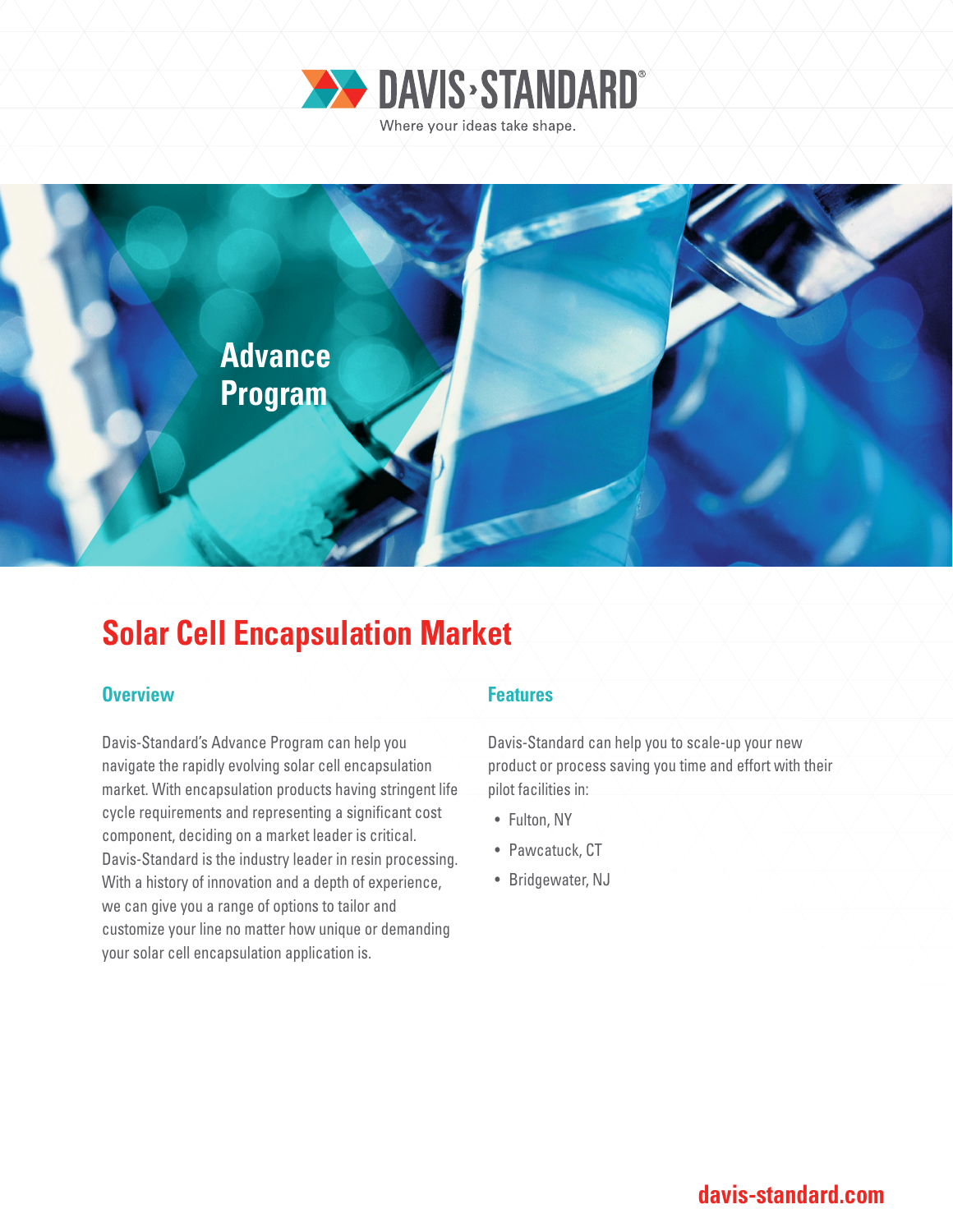DAVIS-STANDARD®

Where your ideas take shape.

Advance Program

# Solar Cell Encapsulation Market

## Overview

Davis-Standard's Advance Program can help you navigate the rapidly evolving solar cell encapsulation market. With encapsulation products having stringent life cycle requirements and representing a significant cost component, deciding on a market leader is critical. Davis-Standard is the industry leader in resin processing. With a history of innovation and a depth of experience, we can give you a range of options to tailor and customize your line no matter how unique or demanding your solar cell encapsulation application is.

## Features

Davis-Standard can help you to scale-up your new product or process saving you time and effort with their pilot facilities in:

- Fulton, NY
- Pawcatuck, CT
- Bridgewater, NJ

davis-standard.com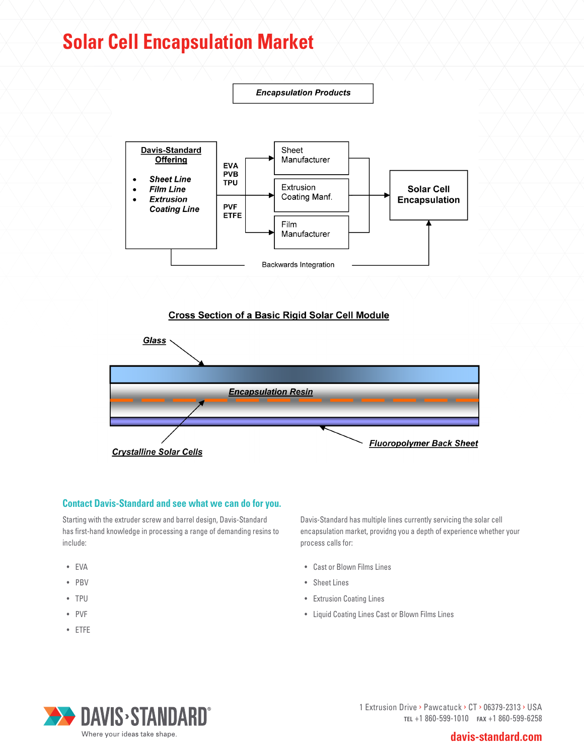# Solar Cell Encapsulation Market

Encapsulation Products

Davis-Standard Offering
- Sheet Line
- Film Line
- Extrusion Coating Line

EVA
PVB
TPU

PVF
ETFE

Sheet Manufacturer

Extrusion Coating Manf.

Film Manufacturer

Solar Cell Encapsulation

Backwards Integration

Cross Section of a Basic Rigid Solar Cell Module

Glass

Encapsulation Resin

Crystalline Solar Cells

Fluoropolymer Back Sheet

## Contact Davis-Standard and see what we can do for you.

Starting with the extruder screw and barrel design, Davis-Standard has first-hand knowledge in processing a range of demanding resins to include:

- EVA
- PBV
- TPU
- PVF
- ETFE

Davis-Standard has multiple lines currently servicing the solar cell encapsulation market, providng you a depth of experience whether your process calls for:

- Cast or Blown Films Lines
- Sheet Lines
- Extrusion Coating Lines
- Liquid Coating Lines Cast or Blown Films Lines

DAVIS›STANDARD®
Where your ideas take shape.

1 Extrusion Drive › Pawcatuck › CT › 06379-2313 › USA
TEL +1 860-599-1010 FAX +1 860-599-6258
davis-standard.com